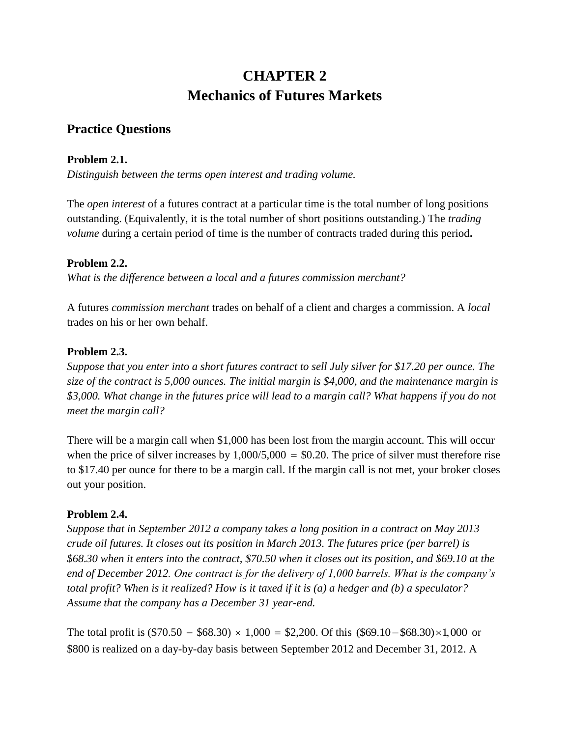# CHAPTER 2
# Mechanics of Futures Markets

## Practice Questions

**Problem 2.1.**
*Distinguish between the terms open interest and trading volume.*

The *open interest* of a futures contract at a particular time is the total number of long positions outstanding. (Equivalently, it is the total number of short positions outstanding.) The *trading volume* during a certain period of time is the number of contracts traded during this period**.**

**Problem 2.2.**
*What is the difference between a local and a futures commission merchant?*

A futures *commission merchant* trades on behalf of a client and charges a commission. A *local* trades on his or her own behalf.

**Problem 2.3.**
*Suppose that you enter into a short futures contract to sell July silver for $17.20 per ounce. The size of the contract is 5,000 ounces. The initial margin is $4,000, and the maintenance margin is $3,000. What change in the futures price will lead to a margin call? What happens if you do not meet the margin call?*

There will be a margin call when $1,000 has been lost from the margin account. This will occur when the price of silver increases by $1{,}000/5{,}000 = \$0.20$. The price of silver must therefore rise to $17.40 per ounce for there to be a margin call. If the margin call is not met, your broker closes out your position.

**Problem 2.4.**
*Suppose that in September 2012 a company takes a long position in a contract on May 2013 crude oil futures. It closes out its position in March 2013. The futures price (per barrel) is $68.30 when it enters into the contract, $70.50 when it closes out its position, and $69.10 at the end of December 2012. One contract is for the delivery of 1,000 barrels. What is the company's total profit? When is it realized? How is it taxed if it is (a) a hedger and (b) a speculator? Assume that the company has a December 31 year-end.*

The total profit is $(\$70.50 - \$68.30) \times 1{,}000 = \$2{,}200$. Of this $(\$69.10 - \$68.30) \times 1{,}000$ or $800 is realized on a day-by-day basis between September 2012 and December 31, 2012. A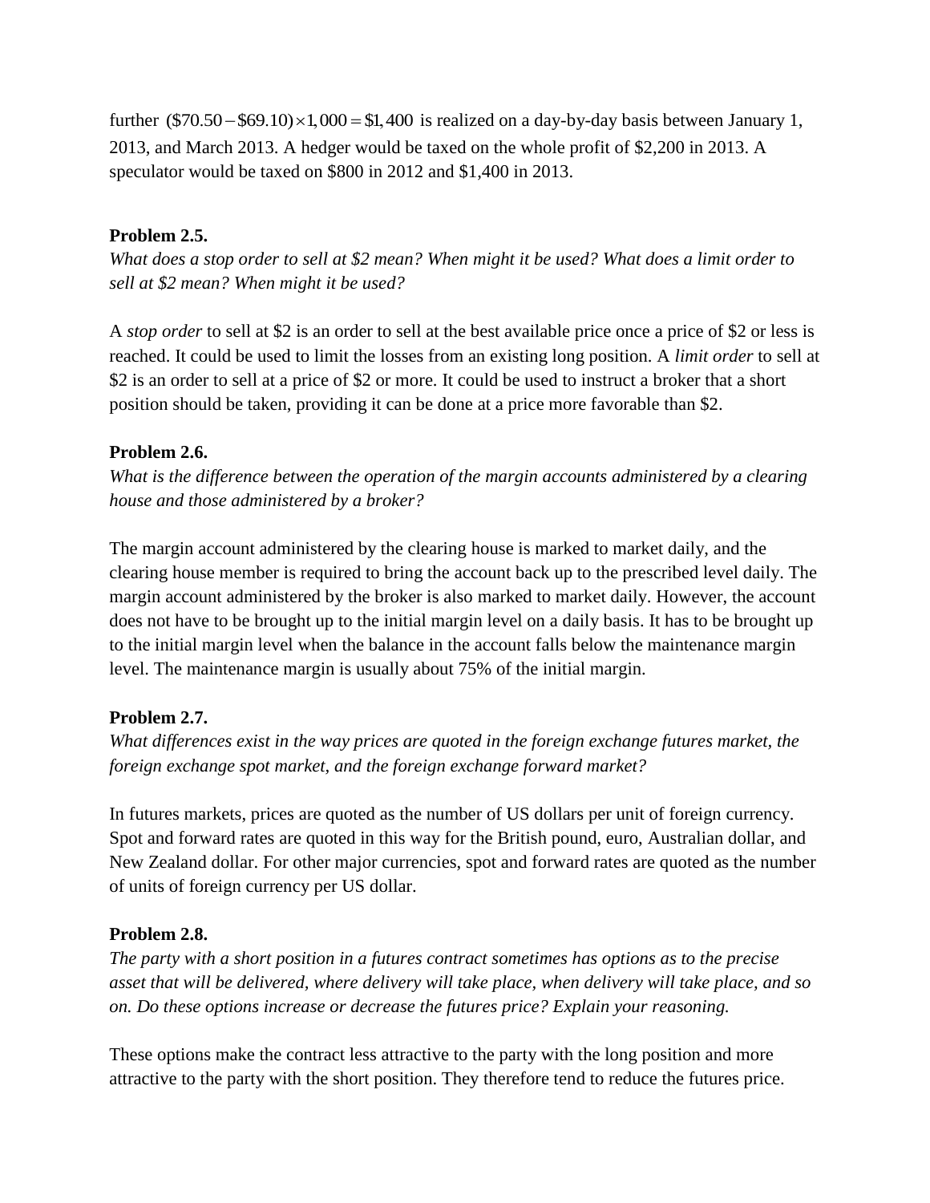further $(\$70.50 - \$69.10) \times 1,000 = \$1,400$ is realized on a day-by-day basis between January 1, 2013, and March 2013. A hedger would be taxed on the whole profit of $2,200 in 2013. A speculator would be taxed on $800 in 2012 and $1,400 in 2013.

**Problem 2.5.**

*What does a stop order to sell at $2 mean? When might it be used? What does a limit order to sell at $2 mean? When might it be used?*

A *stop order* to sell at $2 is an order to sell at the best available price once a price of $2 or less is reached. It could be used to limit the losses from an existing long position. A *limit order* to sell at $2 is an order to sell at a price of $2 or more. It could be used to instruct a broker that a short position should be taken, providing it can be done at a price more favorable than $2.

**Problem 2.6.**

*What is the difference between the operation of the margin accounts administered by a clearing house and those administered by a broker?*

The margin account administered by the clearing house is marked to market daily, and the clearing house member is required to bring the account back up to the prescribed level daily. The margin account administered by the broker is also marked to market daily. However, the account does not have to be brought up to the initial margin level on a daily basis. It has to be brought up to the initial margin level when the balance in the account falls below the maintenance margin level. The maintenance margin is usually about 75% of the initial margin.

**Problem 2.7.**

*What differences exist in the way prices are quoted in the foreign exchange futures market, the foreign exchange spot market, and the foreign exchange forward market?*

In futures markets, prices are quoted as the number of US dollars per unit of foreign currency. Spot and forward rates are quoted in this way for the British pound, euro, Australian dollar, and New Zealand dollar. For other major currencies, spot and forward rates are quoted as the number of units of foreign currency per US dollar.

**Problem 2.8.**

*The party with a short position in a futures contract sometimes has options as to the precise asset that will be delivered, where delivery will take place, when delivery will take place, and so on. Do these options increase or decrease the futures price? Explain your reasoning.*

These options make the contract less attractive to the party with the long position and more attractive to the party with the short position. They therefore tend to reduce the futures price.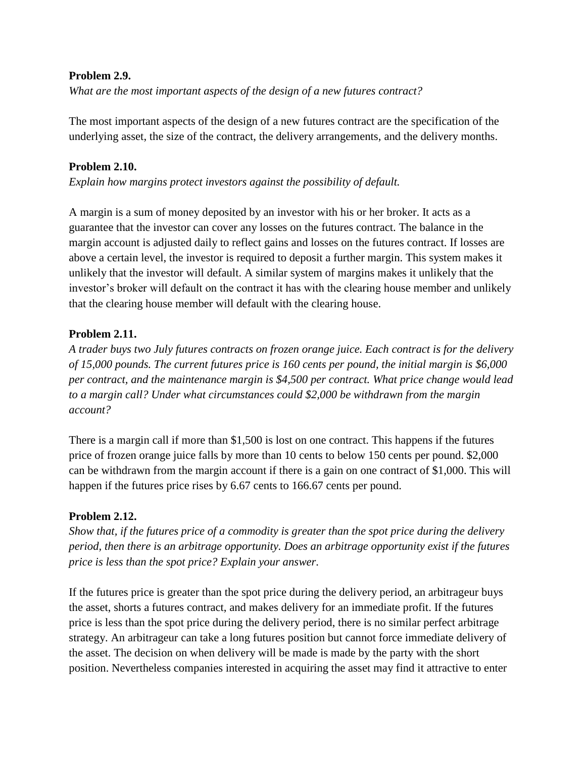**Problem 2.9.**

*What are the most important aspects of the design of a new futures contract?*

The most important aspects of the design of a new futures contract are the specification of the underlying asset, the size of the contract, the delivery arrangements, and the delivery months.

**Problem 2.10.**

*Explain how margins protect investors against the possibility of default.*

A margin is a sum of money deposited by an investor with his or her broker. It acts as a guarantee that the investor can cover any losses on the futures contract. The balance in the margin account is adjusted daily to reflect gains and losses on the futures contract. If losses are above a certain level, the investor is required to deposit a further margin. This system makes it unlikely that the investor will default. A similar system of margins makes it unlikely that the investor's broker will default on the contract it has with the clearing house member and unlikely that the clearing house member will default with the clearing house.

**Problem 2.11.**

*A trader buys two July futures contracts on frozen orange juice. Each contract is for the delivery of 15,000 pounds. The current futures price is 160 cents per pound, the initial margin is $6,000 per contract, and the maintenance margin is $4,500 per contract. What price change would lead to a margin call? Under what circumstances could $2,000 be withdrawn from the margin account?*

There is a margin call if more than $1,500 is lost on one contract. This happens if the futures price of frozen orange juice falls by more than 10 cents to below 150 cents per pound. $2,000 can be withdrawn from the margin account if there is a gain on one contract of $1,000. This will happen if the futures price rises by 6.67 cents to 166.67 cents per pound.

**Problem 2.12.**

*Show that, if the futures price of a commodity is greater than the spot price during the delivery period, then there is an arbitrage opportunity. Does an arbitrage opportunity exist if the futures price is less than the spot price? Explain your answer.*

If the futures price is greater than the spot price during the delivery period, an arbitrageur buys the asset, shorts a futures contract, and makes delivery for an immediate profit. If the futures price is less than the spot price during the delivery period, there is no similar perfect arbitrage strategy. An arbitrageur can take a long futures position but cannot force immediate delivery of the asset. The decision on when delivery will be made is made by the party with the short position. Nevertheless companies interested in acquiring the asset may find it attractive to enter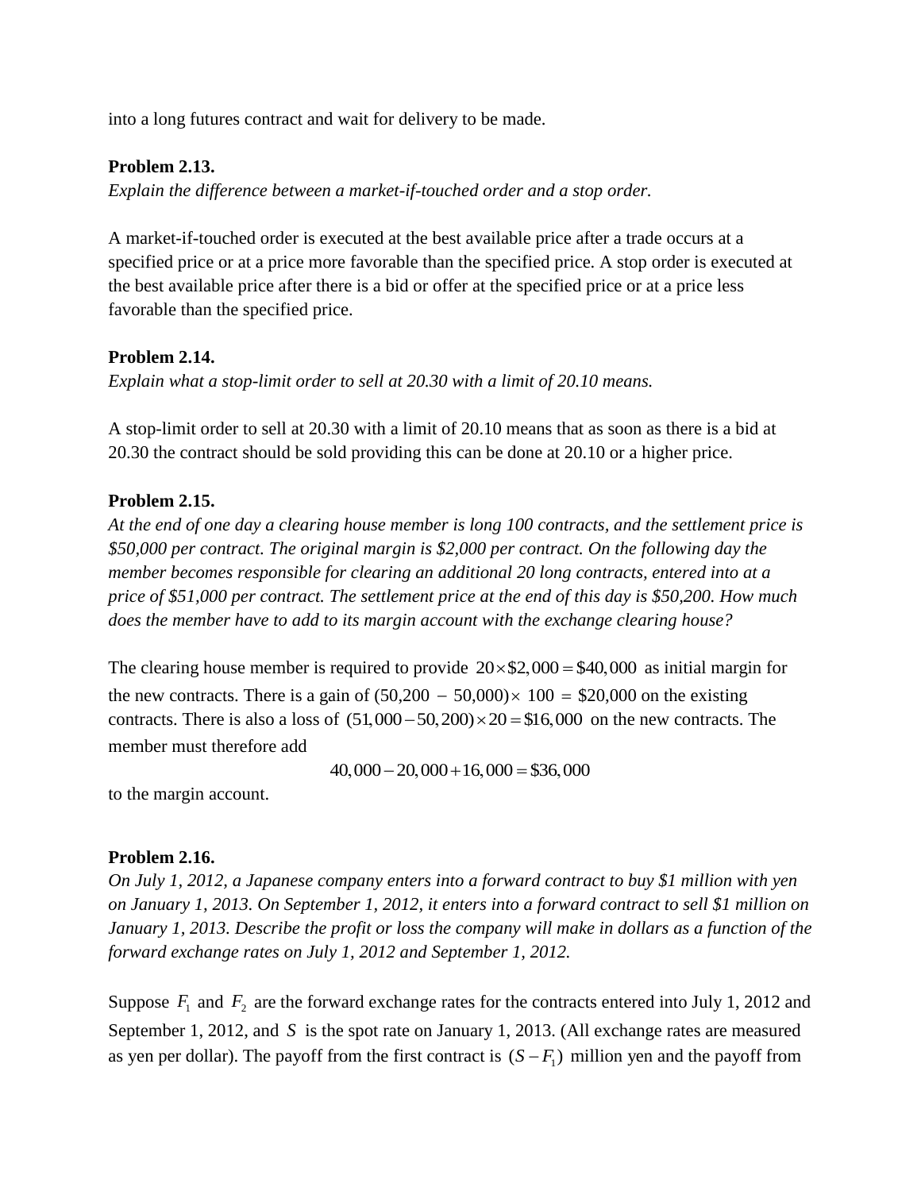into a long futures contract and wait for delivery to be made.

**Problem 2.13.**
*Explain the difference between a market-if-touched order and a stop order.*

A market-if-touched order is executed at the best available price after a trade occurs at a specified price or at a price more favorable than the specified price. A stop order is executed at the best available price after there is a bid or offer at the specified price or at a price less favorable than the specified price.

**Problem 2.14.**
*Explain what a stop-limit order to sell at 20.30 with a limit of 20.10 means.*

A stop-limit order to sell at 20.30 with a limit of 20.10 means that as soon as there is a bid at 20.30 the contract should be sold providing this can be done at 20.10 or a higher price.

**Problem 2.15.**
*At the end of one day a clearing house member is long 100 contracts, and the settlement price is $50,000 per contract. The original margin is $2,000 per contract. On the following day the member becomes responsible for clearing an additional 20 long contracts, entered into at a price of $51,000 per contract. The settlement price at the end of this day is $50,200. How much does the member have to add to its margin account with the exchange clearing house?*

The clearing house member is required to provide $20 \times \$2,000 = \$40,000$ as initial margin for the new contracts. There is a gain of $(50,200 - 50,000) \times 100 = \$20,000$ on the existing contracts. There is also a loss of $(51,000 - 50,200) \times 20 = \$16,000$ on the new contracts. The member must therefore add

$$40,000 - 20,000 + 16,000 = \$36,000$$

to the margin account.

**Problem 2.16.**
*On July 1, 2012, a Japanese company enters into a forward contract to buy $1 million with yen on January 1, 2013. On September 1, 2012, it enters into a forward contract to sell $1 million on January 1, 2013. Describe the profit or loss the company will make in dollars as a function of the forward exchange rates on July 1, 2012 and September 1, 2012.*

Suppose $F_1$ and $F_2$ are the forward exchange rates for the contracts entered into July 1, 2012 and September 1, 2012, and $S$ is the spot rate on January 1, 2013. (All exchange rates are measured as yen per dollar). The payoff from the first contract is $(S - F_1)$ million yen and the payoff from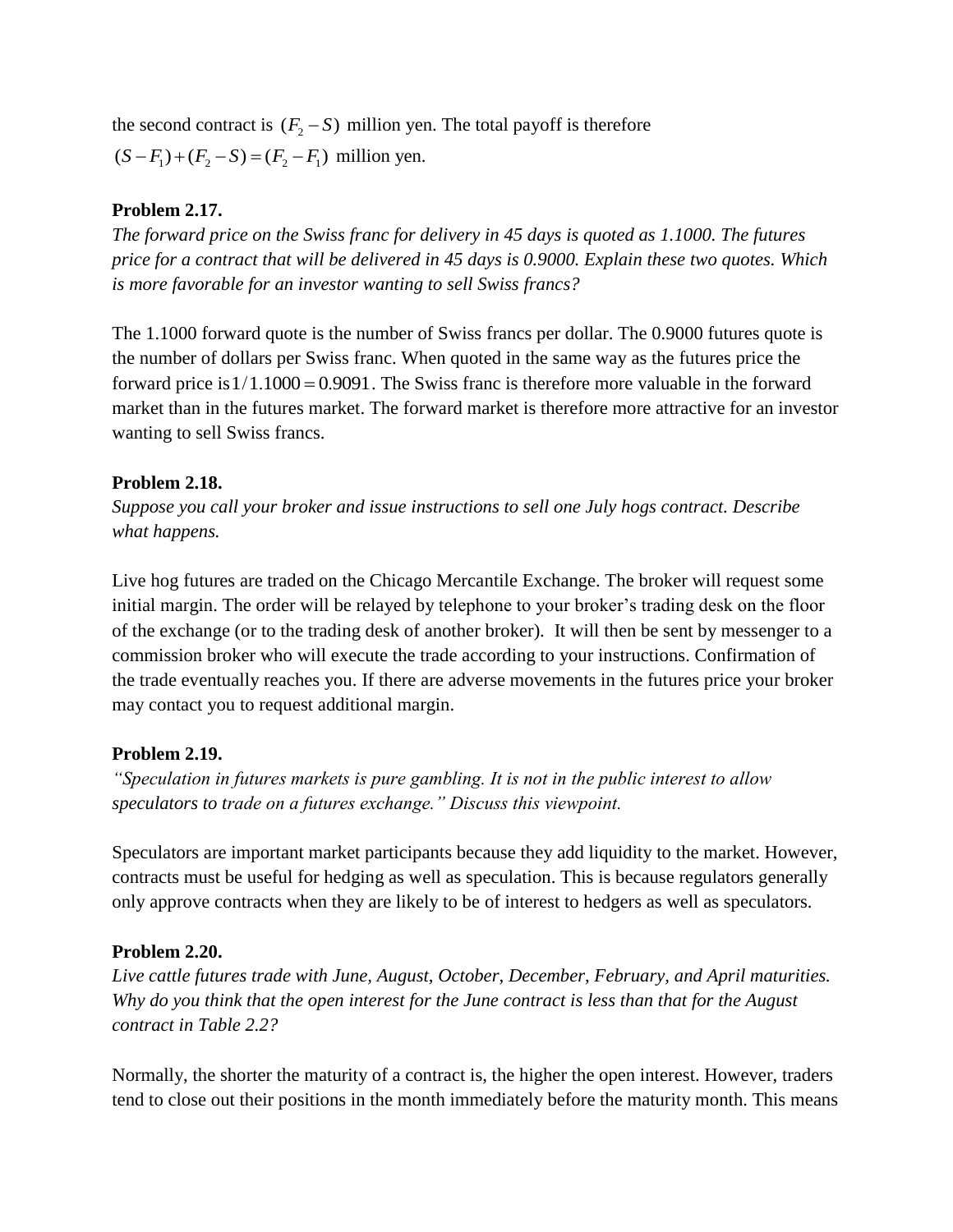the second contract is $(F_2 - S)$ million yen. The total payoff is therefore

$(S - F_1) + (F_2 - S) = (F_2 - F_1)$ million yen.

**Problem 2.17.**

*The forward price on the Swiss franc for delivery in 45 days is quoted as 1.1000. The futures price for a contract that will be delivered in 45 days is 0.9000. Explain these two quotes. Which is more favorable for an investor wanting to sell Swiss francs?*

The 1.1000 forward quote is the number of Swiss francs per dollar. The 0.9000 futures quote is the number of dollars per Swiss franc. When quoted in the same way as the futures price the forward price is $1/1.1000 = 0.9091$. The Swiss franc is therefore more valuable in the forward market than in the futures market. The forward market is therefore more attractive for an investor wanting to sell Swiss francs.

**Problem 2.18.**

*Suppose you call your broker and issue instructions to sell one July hogs contract. Describe what happens.*

Live hog futures are traded on the Chicago Mercantile Exchange. The broker will request some initial margin. The order will be relayed by telephone to your broker's trading desk on the floor of the exchange (or to the trading desk of another broker). It will then be sent by messenger to a commission broker who will execute the trade according to your instructions. Confirmation of the trade eventually reaches you. If there are adverse movements in the futures price your broker may contact you to request additional margin.

**Problem 2.19.**

*"Speculation in futures markets is pure gambling. It is not in the public interest to allow speculators to trade on a futures exchange." Discuss this viewpoint.*

Speculators are important market participants because they add liquidity to the market. However, contracts must be useful for hedging as well as speculation. This is because regulators generally only approve contracts when they are likely to be of interest to hedgers as well as speculators.

**Problem 2.20.**

*Live cattle futures trade with June, August, October, December, February, and April maturities. Why do you think that the open interest for the June contract is less than that for the August contract in Table 2.2?*

Normally, the shorter the maturity of a contract is, the higher the open interest. However, traders tend to close out their positions in the month immediately before the maturity month. This means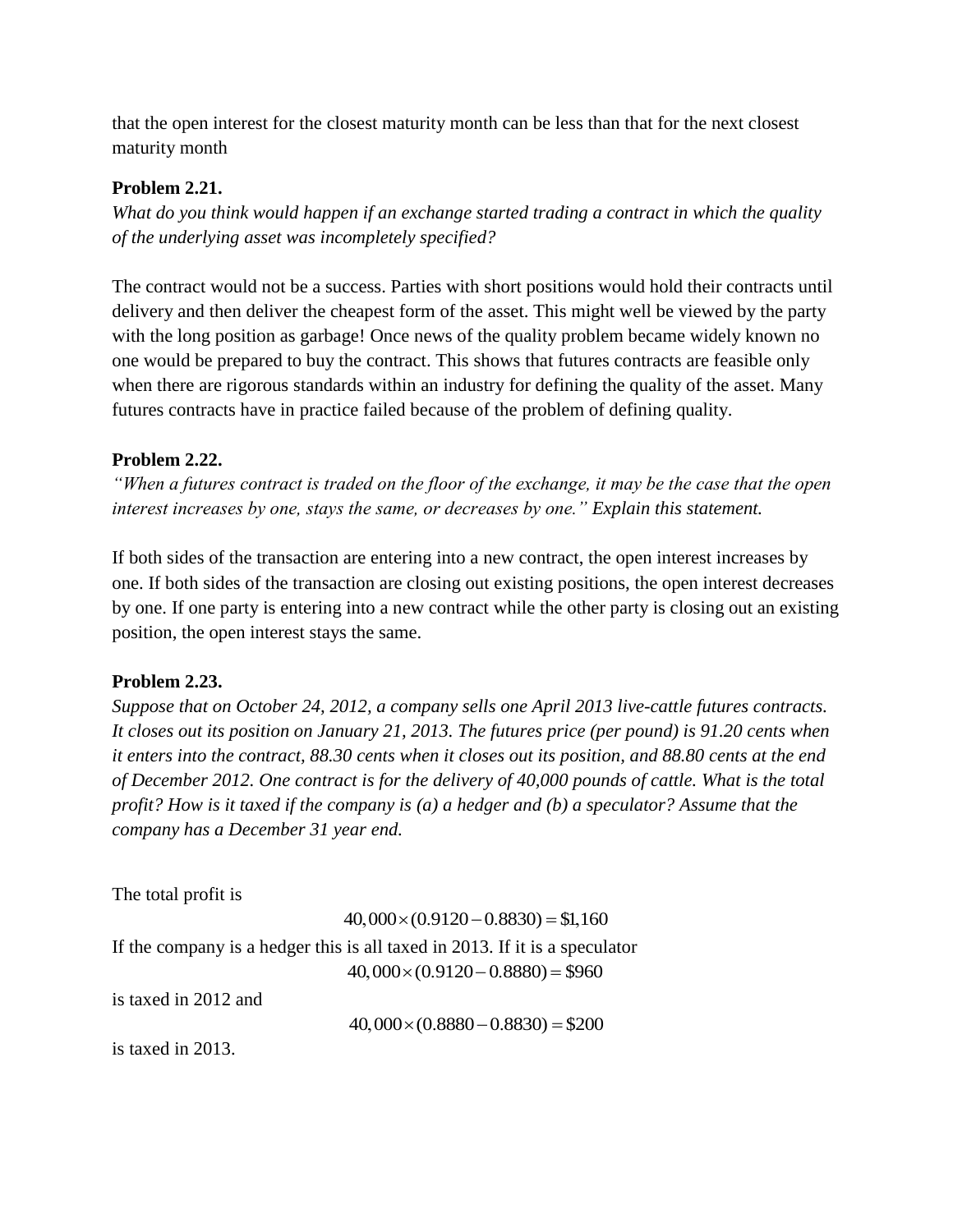that the open interest for the closest maturity month can be less than that for the next closest maturity month

**Problem 2.21.**

*What do you think would happen if an exchange started trading a contract in which the quality of the underlying asset was incompletely specified?*

The contract would not be a success. Parties with short positions would hold their contracts until delivery and then deliver the cheapest form of the asset. This might well be viewed by the party with the long position as garbage! Once news of the quality problem became widely known no one would be prepared to buy the contract. This shows that futures contracts are feasible only when there are rigorous standards within an industry for defining the quality of the asset. Many futures contracts have in practice failed because of the problem of defining quality.

**Problem 2.22.**

*"When a futures contract is traded on the floor of the exchange, it may be the case that the open interest increases by one, stays the same, or decreases by one." Explain this statement.*

If both sides of the transaction are entering into a new contract, the open interest increases by one. If both sides of the transaction are closing out existing positions, the open interest decreases by one. If one party is entering into a new contract while the other party is closing out an existing position, the open interest stays the same.

**Problem 2.23.**

*Suppose that on October 24, 2012, a company sells one April 2013 live-cattle futures contracts. It closes out its position on January 21, 2013. The futures price (per pound) is 91.20 cents when it enters into the contract, 88.30 cents when it closes out its position, and 88.80 cents at the end of December 2012. One contract is for the delivery of 40,000 pounds of cattle. What is the total profit? How is it taxed if the company is (a) a hedger and (b) a speculator? Assume that the company has a December 31 year end.*

The total profit is

$$40,000 \times (0.9120 - 0.8830) = \$1,160$$

If the company is a hedger this is all taxed in 2013. If it is a speculator

$$40,000 \times (0.9120 - 0.8880) = \$960$$

is taxed in 2012 and

$$40,000 \times (0.8880 - 0.8830) = \$200$$

is taxed in 2013.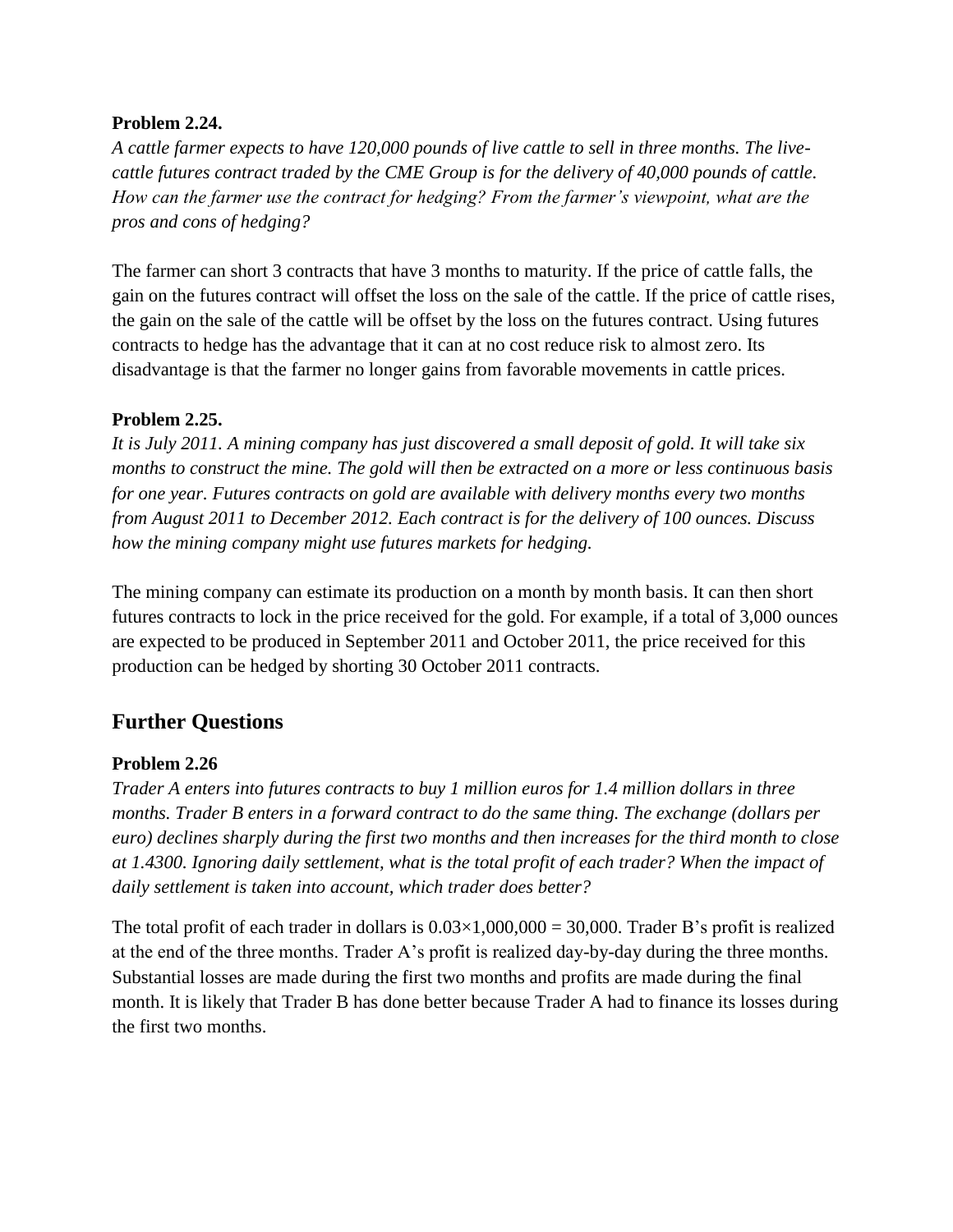**Problem 2.24.**

*A cattle farmer expects to have 120,000 pounds of live cattle to sell in three months. The live-cattle futures contract traded by the CME Group is for the delivery of 40,000 pounds of cattle. How can the farmer use the contract for hedging? From the farmer's viewpoint, what are the pros and cons of hedging?*

The farmer can short 3 contracts that have 3 months to maturity. If the price of cattle falls, the gain on the futures contract will offset the loss on the sale of the cattle. If the price of cattle rises, the gain on the sale of the cattle will be offset by the loss on the futures contract. Using futures contracts to hedge has the advantage that it can at no cost reduce risk to almost zero. Its disadvantage is that the farmer no longer gains from favorable movements in cattle prices.

**Problem 2.25.**

*It is July 2011. A mining company has just discovered a small deposit of gold. It will take six months to construct the mine. The gold will then be extracted on a more or less continuous basis for one year. Futures contracts on gold are available with delivery months every two months from August 2011 to December 2012. Each contract is for the delivery of 100 ounces. Discuss how the mining company might use futures markets for hedging.*

The mining company can estimate its production on a month by month basis. It can then short futures contracts to lock in the price received for the gold. For example, if a total of 3,000 ounces are expected to be produced in September 2011 and October 2011, the price received for this production can be hedged by shorting 30 October 2011 contracts.

## Further Questions

**Problem 2.26**

*Trader A enters into futures contracts to buy 1 million euros for 1.4 million dollars in three months. Trader B enters in a forward contract to do the same thing. The exchange (dollars per euro) declines sharply during the first two months and then increases for the third month to close at 1.4300. Ignoring daily settlement, what is the total profit of each trader? When the impact of daily settlement is taken into account, which trader does better?*

The total profit of each trader in dollars is $0.03 \times 1{,}000{,}000 = 30{,}000$. Trader B's profit is realized at the end of the three months. Trader A's profit is realized day-by-day during the three months. Substantial losses are made during the first two months and profits are made during the final month. It is likely that Trader B has done better because Trader A had to finance its losses during the first two months.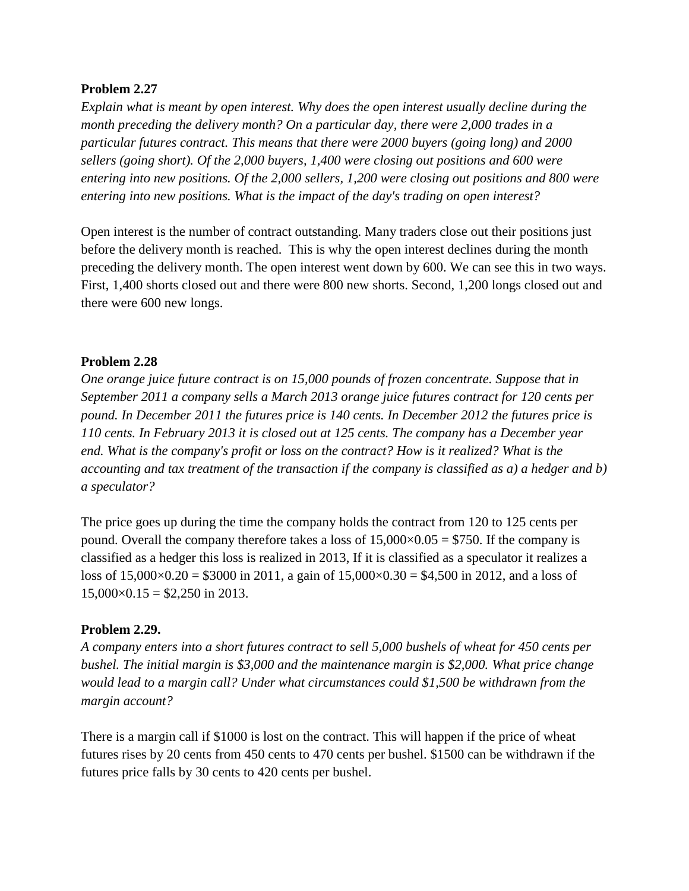**Problem 2.27**

*Explain what is meant by open interest. Why does the open interest usually decline during the month preceding the delivery month? On a particular day, there were 2,000 trades in a particular futures contract. This means that there were 2000 buyers (going long) and 2000 sellers (going short). Of the 2,000 buyers, 1,400 were closing out positions and 600 were entering into new positions. Of the 2,000 sellers, 1,200 were closing out positions and 800 were entering into new positions. What is the impact of the day's trading on open interest?*

Open interest is the number of contract outstanding. Many traders close out their positions just before the delivery month is reached. This is why the open interest declines during the month preceding the delivery month. The open interest went down by 600. We can see this in two ways. First, 1,400 shorts closed out and there were 800 new shorts. Second, 1,200 longs closed out and there were 600 new longs.

**Problem 2.28**

*One orange juice future contract is on 15,000 pounds of frozen concentrate. Suppose that in September 2011 a company sells a March 2013 orange juice futures contract for 120 cents per pound. In December 2011 the futures price is 140 cents. In December 2012 the futures price is 110 cents. In February 2013 it is closed out at 125 cents. The company has a December year end. What is the company's profit or loss on the contract? How is it realized? What is the accounting and tax treatment of the transaction if the company is classified as a) a hedger and b) a speculator?*

The price goes up during the time the company holds the contract from 120 to 125 cents per pound. Overall the company therefore takes a loss of $15{,}000 \times 0.05 = \$750$. If the company is classified as a hedger this loss is realized in 2013, If it is classified as a speculator it realizes a loss of $15{,}000 \times 0.20 = \$3000$ in 2011, a gain of $15{,}000 \times 0.30 = \$4{,}500$ in 2012, and a loss of $15{,}000 \times 0.15 = \$2{,}250$ in 2013.

**Problem 2.29.**

*A company enters into a short futures contract to sell 5,000 bushels of wheat for 450 cents per bushel. The initial margin is $3,000 and the maintenance margin is $2,000. What price change would lead to a margin call? Under what circumstances could $1,500 be withdrawn from the margin account?*

There is a margin call if $1000 is lost on the contract. This will happen if the price of wheat futures rises by 20 cents from 450 cents to 470 cents per bushel. $1500 can be withdrawn if the futures price falls by 30 cents to 420 cents per bushel.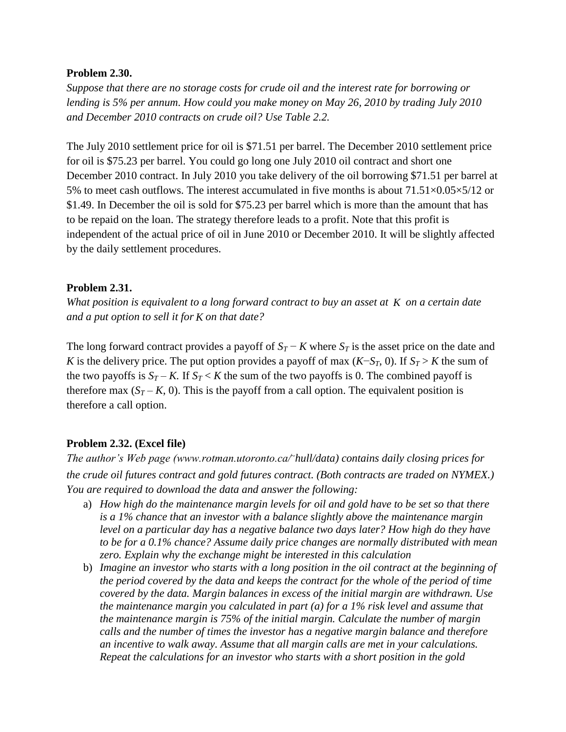**Problem 2.30.**

*Suppose that there are no storage costs for crude oil and the interest rate for borrowing or lending is 5% per annum. How could you make money on May 26, 2010 by trading July 2010 and December 2010 contracts on crude oil? Use Table 2.2.*

The July 2010 settlement price for oil is \$71.51 per barrel. The December 2010 settlement price for oil is \$75.23 per barrel. You could go long one July 2010 oil contract and short one December 2010 contract. In July 2010 you take delivery of the oil borrowing \$71.51 per barrel at 5% to meet cash outflows. The interest accumulated in five months is about $71.51 \times 0.05 \times 5/12$ or \$1.49. In December the oil is sold for \$75.23 per barrel which is more than the amount that has to be repaid on the loan. The strategy therefore leads to a profit. Note that this profit is independent of the actual price of oil in June 2010 or December 2010. It will be slightly affected by the daily settlement procedures.

**Problem 2.31.**

*What position is equivalent to a long forward contract to buy an asset at $K$ on a certain date and a put option to sell it for $K$ on that date?*

The long forward contract provides a payoff of $S_T - K$ where $S_T$ is the asset price on the date and $K$ is the delivery price. The put option provides a payoff of max $(K - S_T, 0)$. If $S_T > K$ the sum of the two payoffs is $S_T - K$. If $S_T < K$ the sum of the two payoffs is 0. The combined payoff is therefore max $(S_T - K, 0)$. This is the payoff from a call option. The equivalent position is therefore a call option.

**Problem 2.32. (Excel file)**

*The author's Web page (www.rotman.utoronto.ca/~hull/data) contains daily closing prices for the crude oil futures contract and gold futures contract. (Both contracts are traded on NYMEX.) You are required to download the data and answer the following:*

a) *How high do the maintenance margin levels for oil and gold have to be set so that there is a 1% chance that an investor with a balance slightly above the maintenance margin level on a particular day has a negative balance two days later? How high do they have to be for a 0.1% chance? Assume daily price changes are normally distributed with mean zero. Explain why the exchange might be interested in this calculation*
b) *Imagine an investor who starts with a long position in the oil contract at the beginning of the period covered by the data and keeps the contract for the whole of the period of time covered by the data. Margin balances in excess of the initial margin are withdrawn. Use the maintenance margin you calculated in part (a) for a 1% risk level and assume that the maintenance margin is 75% of the initial margin. Calculate the number of margin calls and the number of times the investor has a negative margin balance and therefore an incentive to walk away. Assume that all margin calls are met in your calculations. Repeat the calculations for an investor who starts with a short position in the gold*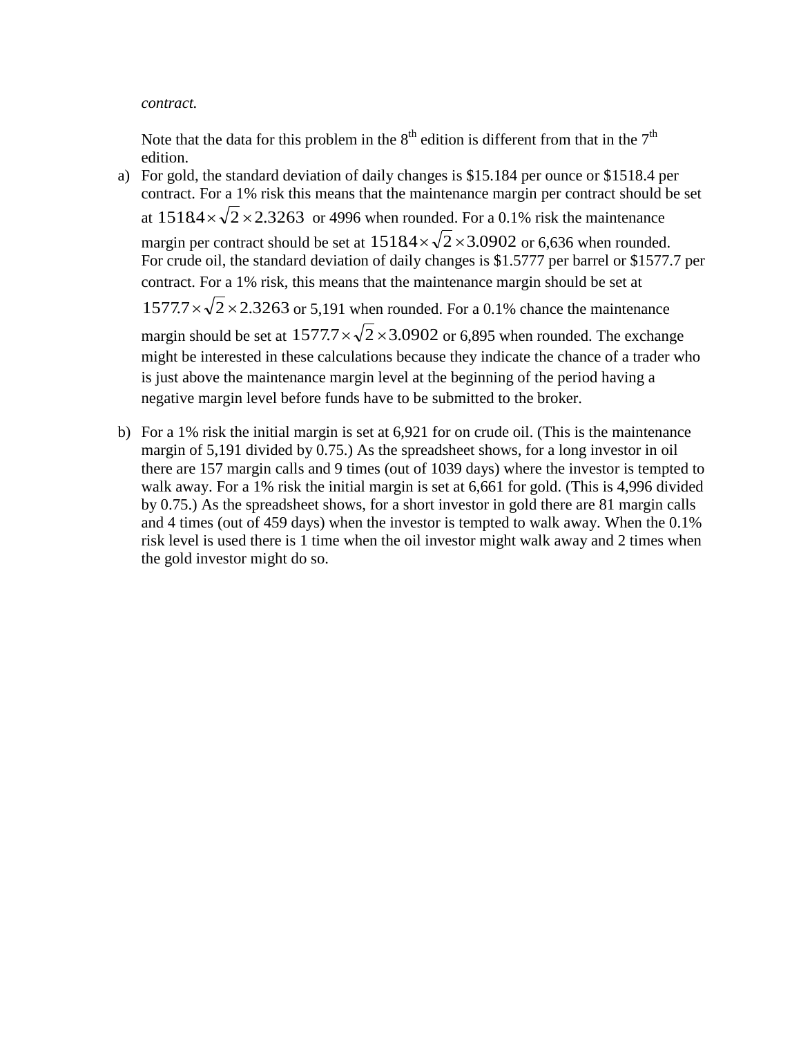*contract.*

Note that the data for this problem in the 8th edition is different from that in the 7th edition.

a) For gold, the standard deviation of daily changes is \$15.184 per ounce or \$1518.4 per contract. For a 1% risk this means that the maintenance margin per contract should be set at $1518.4 \times \sqrt{2} \times 2.3263$ or 4996 when rounded. For a 0.1% risk the maintenance margin per contract should be set at $1518.4 \times \sqrt{2} \times 3.0902$ or 6,636 when rounded. For crude oil, the standard deviation of daily changes is \$1.5777 per barrel or \$1577.7 per contract. For a 1% risk, this means that the maintenance margin should be set at $1577.7 \times \sqrt{2} \times 2.3263$ or 5,191 when rounded. For a 0.1% chance the maintenance margin should be set at $1577.7 \times \sqrt{2} \times 3.0902$ or 6,895 when rounded. The exchange might be interested in these calculations because they indicate the chance of a trader who is just above the maintenance margin level at the beginning of the period having a negative margin level before funds have to be submitted to the broker.

b) For a 1% risk the initial margin is set at 6,921 for on crude oil. (This is the maintenance margin of 5,191 divided by 0.75.) As the spreadsheet shows, for a long investor in oil there are 157 margin calls and 9 times (out of 1039 days) where the investor is tempted to walk away. For a 1% risk the initial margin is set at 6,661 for gold. (This is 4,996 divided by 0.75.) As the spreadsheet shows, for a short investor in gold there are 81 margin calls and 4 times (out of 459 days) when the investor is tempted to walk away. When the 0.1% risk level is used there is 1 time when the oil investor might walk away and 2 times when the gold investor might do so.